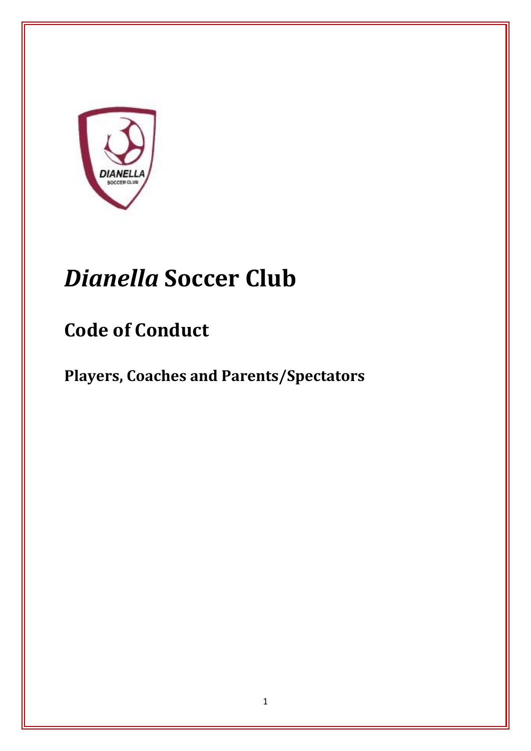# *Dianella* Soccer Club

## Code of Conduct

### Players, Coaches and Parents/Spectators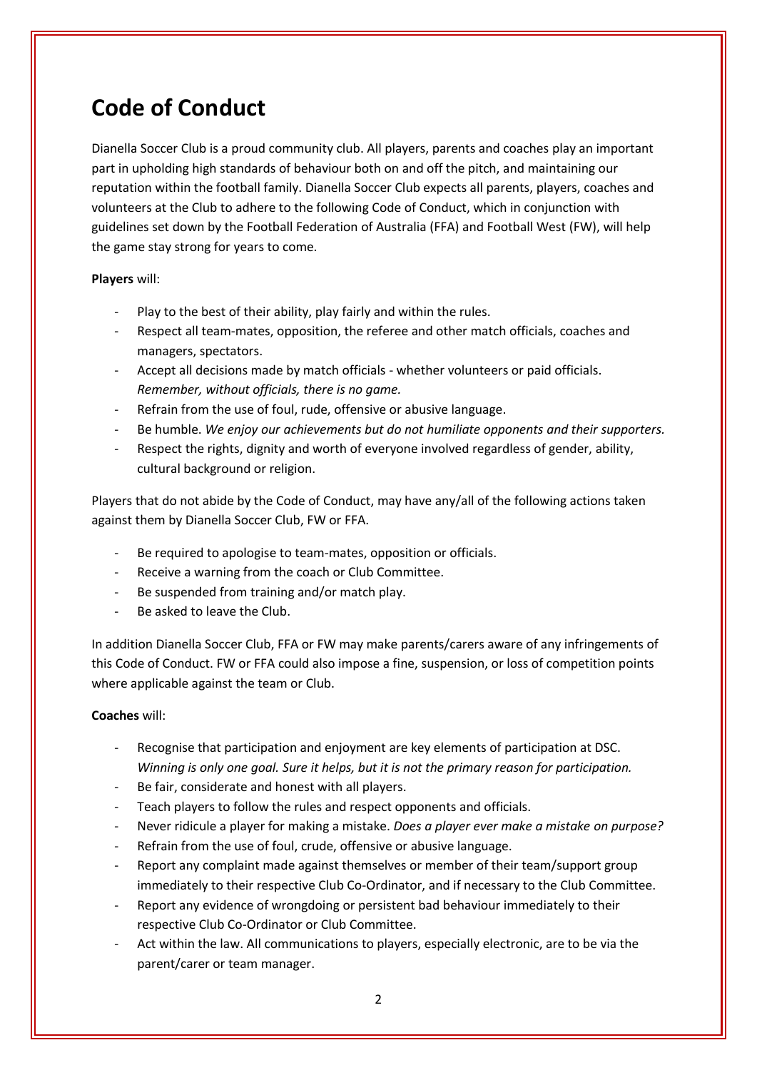# Code of Conduct

Dianella Soccer Club is a proud community club. All players, parents and coaches play an important part in upholding high standards of behaviour both on and off the pitch, and maintaining our reputation within the football family. Dianella Soccer Club expects all parents, players, coaches and volunteers at the Club to adhere to the following Code of Conduct, which in conjunction with guidelines set down by the Football Federation of Australia (FFA) and Football West (FW), will help the game stay strong for years to come.

**Players** will:

- Play to the best of their ability, play fairly and within the rules.
- Respect all team-mates, opposition, the referee and other match officials, coaches and managers, spectators.
- Accept all decisions made by match officials - whether volunteers or paid officials. *Remember, without officials, there is no game.*
- Refrain from the use of foul, rude, offensive or abusive language.
- Be humble. *We enjoy our achievements but do not humiliate opponents and their supporters.*
- Respect the rights, dignity and worth of everyone involved regardless of gender, ability, cultural background or religion.

Players that do not abide by the Code of Conduct, may have any/all of the following actions taken against them by Dianella Soccer Club, FW or FFA.

- Be required to apologise to team-mates, opposition or officials.
- Receive a warning from the coach or Club Committee.
- Be suspended from training and/or match play.
- Be asked to leave the Club.

In addition Dianella Soccer Club, FFA or FW may make parents/carers aware of any infringements of this Code of Conduct. FW or FFA could also impose a fine, suspension, or loss of competition points where applicable against the team or Club.

**Coaches** will:

- Recognise that participation and enjoyment are key elements of participation at DSC. *Winning is only one goal. Sure it helps, but it is not the primary reason for participation.*
- Be fair, considerate and honest with all players.
- Teach players to follow the rules and respect opponents and officials.
- Never ridicule a player for making a mistake. *Does a player ever make a mistake on purpose?*
- Refrain from the use of foul, crude, offensive or abusive language.
- Report any complaint made against themselves or member of their team/support group immediately to their respective Club Co-Ordinator, and if necessary to the Club Committee.
- Report any evidence of wrongdoing or persistent bad behaviour immediately to their respective Club Co-Ordinator or Club Committee.
- Act within the law. All communications to players, especially electronic, are to be via the parent/carer or team manager.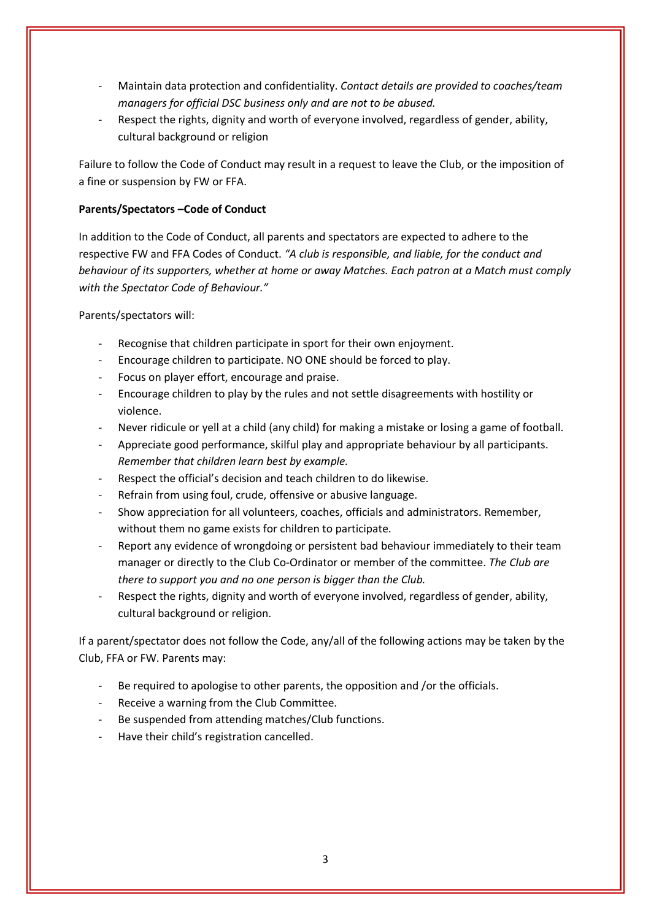- Maintain data protection and confidentiality. *Contact details are provided to coaches/team managers for official DSC business only and are not to be abused.*
- Respect the rights, dignity and worth of everyone involved, regardless of gender, ability, cultural background or religion

Failure to follow the Code of Conduct may result in a request to leave the Club, or the imposition of a fine or suspension by FW or FFA.

**Parents/Spectators –Code of Conduct**

In addition to the Code of Conduct, all parents and spectators are expected to adhere to the respective FW and FFA Codes of Conduct. *"A club is responsible, and liable, for the conduct and behaviour of its supporters, whether at home or away Matches. Each patron at a Match must comply with the Spectator Code of Behaviour."*

Parents/spectators will:

- Recognise that children participate in sport for their own enjoyment.
- Encourage children to participate. NO ONE should be forced to play.
- Focus on player effort, encourage and praise.
- Encourage children to play by the rules and not settle disagreements with hostility or violence.
- Never ridicule or yell at a child (any child) for making a mistake or losing a game of football.
- Appreciate good performance, skilful play and appropriate behaviour by all participants. *Remember that children learn best by example.*
- Respect the official's decision and teach children to do likewise.
- Refrain from using foul, crude, offensive or abusive language.
- Show appreciation for all volunteers, coaches, officials and administrators. Remember, without them no game exists for children to participate.
- Report any evidence of wrongdoing or persistent bad behaviour immediately to their team manager or directly to the Club Co-Ordinator or member of the committee. *The Club are there to support you and no one person is bigger than the Club.*
- Respect the rights, dignity and worth of everyone involved, regardless of gender, ability, cultural background or religion.

If a parent/spectator does not follow the Code, any/all of the following actions may be taken by the Club, FFA or FW. Parents may:

- Be required to apologise to other parents, the opposition and /or the officials.
- Receive a warning from the Club Committee.
- Be suspended from attending matches/Club functions.
- Have their child's registration cancelled.